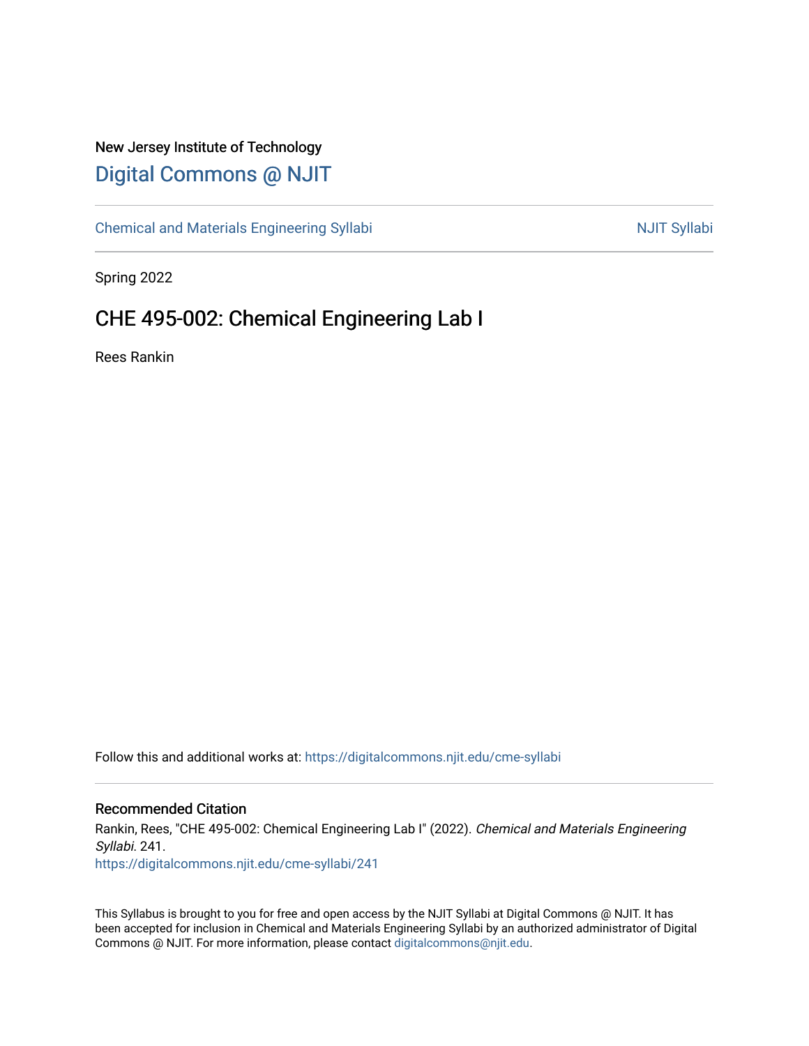New Jersey Institute of Technology

# Digital Commons @ NJIT

Chemical and Materials Engineering Syllabi | NJIT Syllabi

Spring 2022

## CHE 495-002: Chemical Engineering Lab I

Rees Rankin

Follow this and additional works at: https://digitalcommons.njit.edu/cme-syllabi

### Recommended Citation

Rankin, Rees, "CHE 495-002: Chemical Engineering Lab I" (2022). *Chemical and Materials Engineering Syllabi*. 241.
https://digitalcommons.njit.edu/cme-syllabi/241

This Syllabus is brought to you for free and open access by the NJIT Syllabi at Digital Commons @ NJIT. It has been accepted for inclusion in Chemical and Materials Engineering Syllabi by an authorized administrator of Digital Commons @ NJIT. For more information, please contact digitalcommons@njit.edu.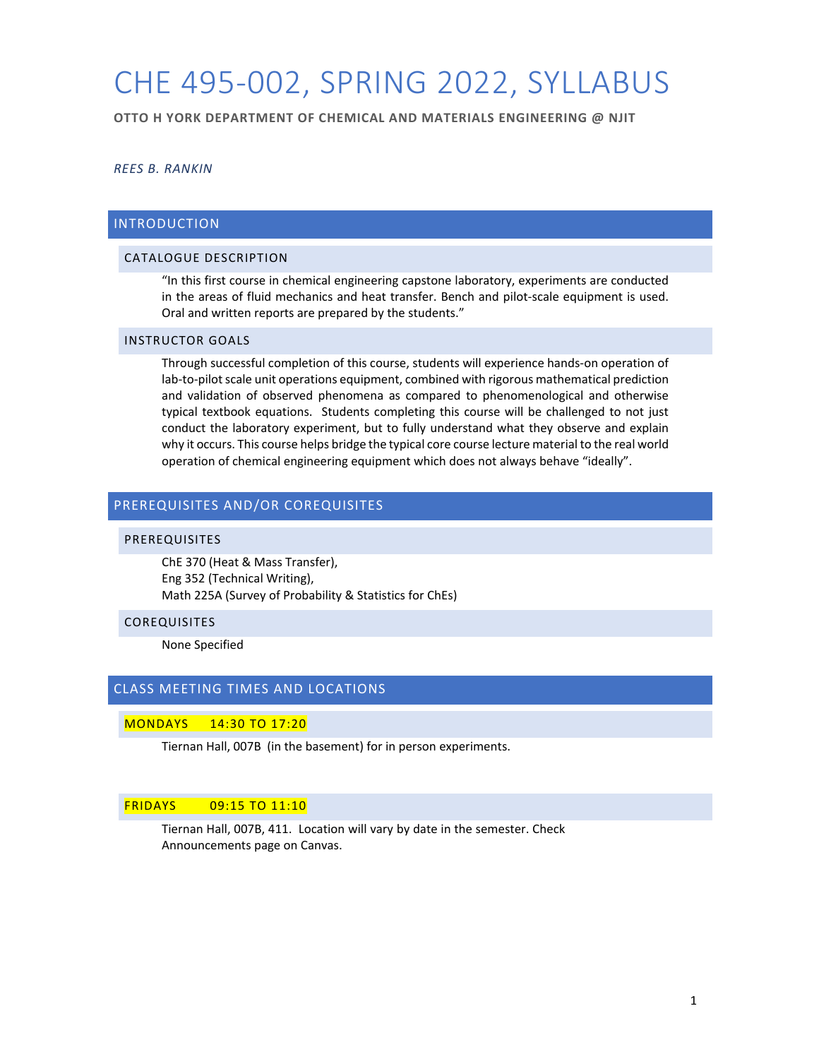# CHE 495-002, SPRING 2022, SYLLABUS

**OTTO H YORK DEPARTMENT OF CHEMICAL AND MATERIALS ENGINEERING @ NJIT**

*REES B. RANKIN*

## INTRODUCTION

### CATALOGUE DESCRIPTION

"In this first course in chemical engineering capstone laboratory, experiments are conducted in the areas of fluid mechanics and heat transfer. Bench and pilot-scale equipment is used. Oral and written reports are prepared by the students."

### INSTRUCTOR GOALS

Through successful completion of this course, students will experience hands-on operation of lab-to-pilot scale unit operations equipment, combined with rigorous mathematical prediction and validation of observed phenomena as compared to phenomenological and otherwise typical textbook equations. Students completing this course will be challenged to not just conduct the laboratory experiment, but to fully understand what they observe and explain why it occurs. This course helps bridge the typical core course lecture material to the real world operation of chemical engineering equipment which does not always behave "ideally".

## PREREQUISITES AND/OR COREQUISITES

### PREREQUISITES

ChE 370 (Heat & Mass Transfer),
Eng 352 (Technical Writing),
Math 225A (Survey of Probability & Statistics for ChEs)

### COREQUISITES

None Specified

## CLASS MEETING TIMES AND LOCATIONS

### MONDAYS 14:30 TO 17:20

Tiernan Hall, 007B (in the basement) for in person experiments.

### FRIDAYS 09:15 TO 11:10

Tiernan Hall, 007B, 411. Location will vary by date in the semester. Check Announcements page on Canvas.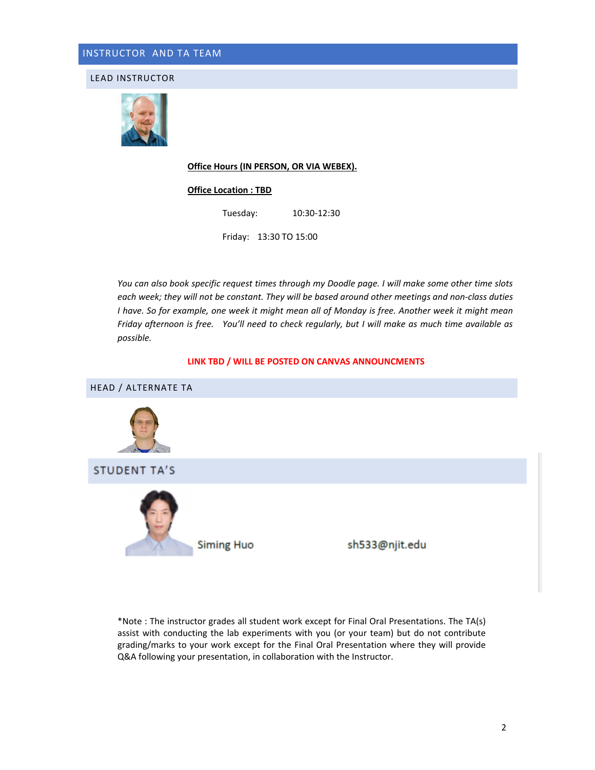## INSTRUCTOR AND TA TEAM

### LEAD INSTRUCTOR

**Office Hours (IN PERSON, OR VIA WEBEX).**

**Office Location : TBD**

Tuesday: 10:30-12:30

Friday: 13:30 TO 15:00

*You can also book specific request times through my Doodle page. I will make some other time slots each week; they will not be constant. They will be based around other meetings and non-class duties I have. So for example, one week it might mean all of Monday is free. Another week it might mean Friday afternoon is free. You'll need to check regularly, but I will make as much time available as possible.*

**LINK TBD / WILL BE POSTED ON CANVAS ANNOUNCMENTS**

### HEAD / ALTERNATE TA

### STUDENT TA'S

Siming Huo sh533@njit.edu

*Note : The instructor grades all student work except for Final Oral Presentations. The TA(s) assist with conducting the lab experiments with you (or your team) but do not contribute grading/marks to your work except for the Final Oral Presentation where they will provide Q&A following your presentation, in collaboration with the Instructor.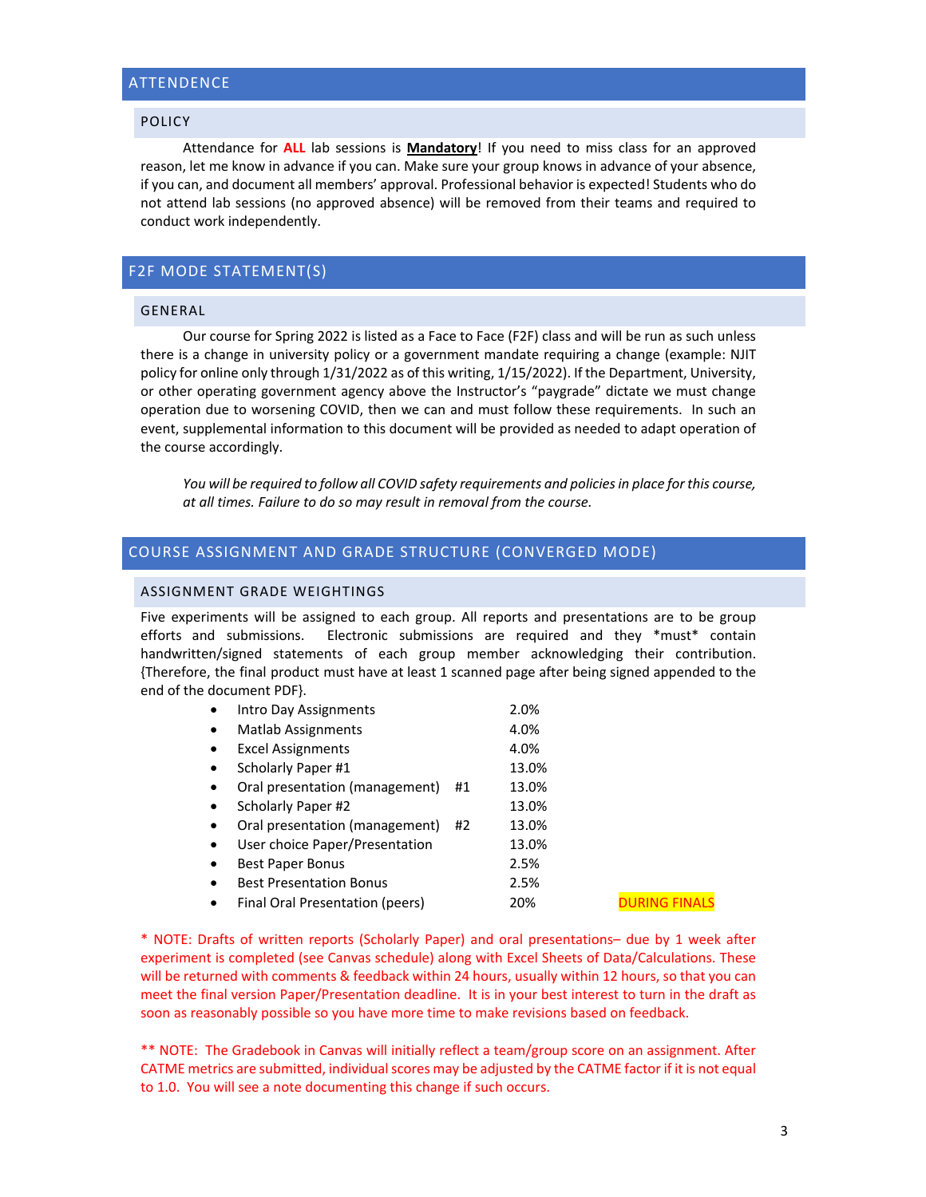## ATTENDENCE

### POLICY

Attendance for **ALL** lab sessions is **Mandatory**! If you need to miss class for an approved reason, let me know in advance if you can. Make sure your group knows in advance of your absence, if you can, and document all members' approval. Professional behavior is expected! Students who do not attend lab sessions (no approved absence) will be removed from their teams and required to conduct work independently.

## F2F MODE STATEMENT(S)

### GENERAL

Our course for Spring 2022 is listed as a Face to Face (F2F) class and will be run as such unless there is a change in university policy or a government mandate requiring a change (example: NJIT policy for online only through 1/31/2022 as of this writing, 1/15/2022). If the Department, University, or other operating government agency above the Instructor's "paygrade" dictate we must change operation due to worsening COVID, then we can and must follow these requirements. In such an event, supplemental information to this document will be provided as needed to adapt operation of the course accordingly.

*You will be required to follow all COVID safety requirements and policies in place for this course, at all times. Failure to do so may result in removal from the course.*

## COURSE ASSIGNMENT AND GRADE STRUCTURE (CONVERGED MODE)

### ASSIGNMENT GRADE WEIGHTINGS

Five experiments will be assigned to each group. All reports and presentations are to be group efforts and submissions. Electronic submissions are required and they *must* contain handwritten/signed statements of each group member acknowledging their contribution. {Therefore, the final product must have at least 1 scanned page after being signed appended to the end of the document PDF}.

- Intro Day Assignments 2.0%
- Matlab Assignments 4.0%
- Excel Assignments 4.0%
- Scholarly Paper #1 13.0%
- Oral presentation (management) #1 13.0%
- Scholarly Paper #2 13.0%
- Oral presentation (management) #2 13.0%
- User choice Paper/Presentation 13.0%
- Best Paper Bonus 2.5%
- Best Presentation Bonus 2.5%
- Final Oral Presentation (peers) 20% DURING FINALS

* NOTE: Drafts of written reports (Scholarly Paper) and oral presentations– due by 1 week after experiment is completed (see Canvas schedule) along with Excel Sheets of Data/Calculations. These will be returned with comments & feedback within 24 hours, usually within 12 hours, so that you can meet the final version Paper/Presentation deadline. It is in your best interest to turn in the draft as soon as reasonably possible so you have more time to make revisions based on feedback.

** NOTE: The Gradebook in Canvas will initially reflect a team/group score on an assignment. After CATME metrics are submitted, individual scores may be adjusted by the CATME factor if it is not equal to 1.0. You will see a note documenting this change if such occurs.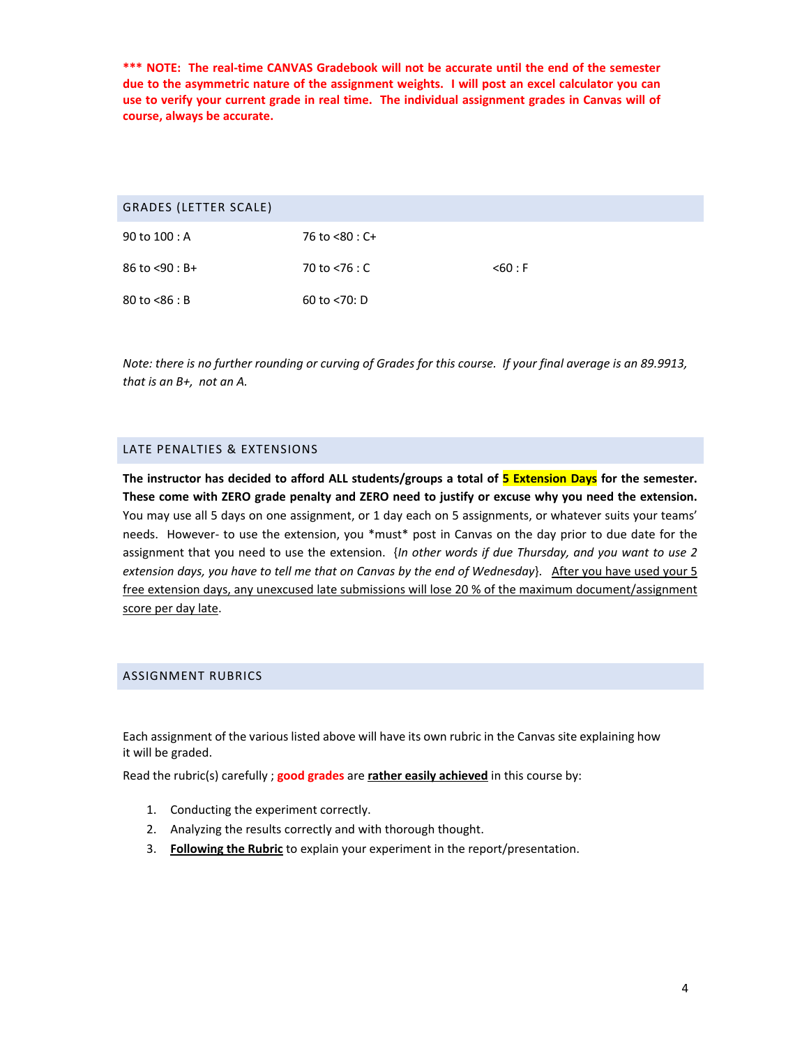**\*\*\* NOTE: The real-time CANVAS Gradebook will not be accurate until the end of the semester due to the asymmetric nature of the assignment weights. I will post an excel calculator you can use to verify your current grade in real time. The individual assignment grades in Canvas will of course, always be accurate.**

## GRADES (LETTER SCALE)

| | | |
|---|---|---|
| 90 to 100 : A | 76 to <80 : C+ | |
| 86 to <90 : B+ | 70 to <76 : C | <60 : F |
| 80 to <86 : B | 60 to <70: D | |

*Note: there is no further rounding or curving of Grades for this course. If your final average is an 89.9913, that is an B+, not an A.*

## LATE PENALTIES & EXTENSIONS

**The instructor has decided to afford ALL students/groups a total of 5 Extension Days for the semester. These come with ZERO grade penalty and ZERO need to justify or excuse why you need the extension.** You may use all 5 days on one assignment, or 1 day each on 5 assignments, or whatever suits your teams' needs. However- to use the extension, you \*must\* post in Canvas on the day prior to due date for the assignment that you need to use the extension. {*In other words if due Thursday, and you want to use 2 extension days, you have to tell me that on Canvas by the end of Wednesday*}. After you have used your 5 free extension days, any unexcused late submissions will lose 20 % of the maximum document/assignment score per day late.

## ASSIGNMENT RUBRICS

Each assignment of the various listed above will have its own rubric in the Canvas site explaining how it will be graded.

Read the rubric(s) carefully ; **good grades** are **rather easily achieved** in this course by:

1. Conducting the experiment correctly.
2. Analyzing the results correctly and with thorough thought.
3. **Following the Rubric** to explain your experiment in the report/presentation.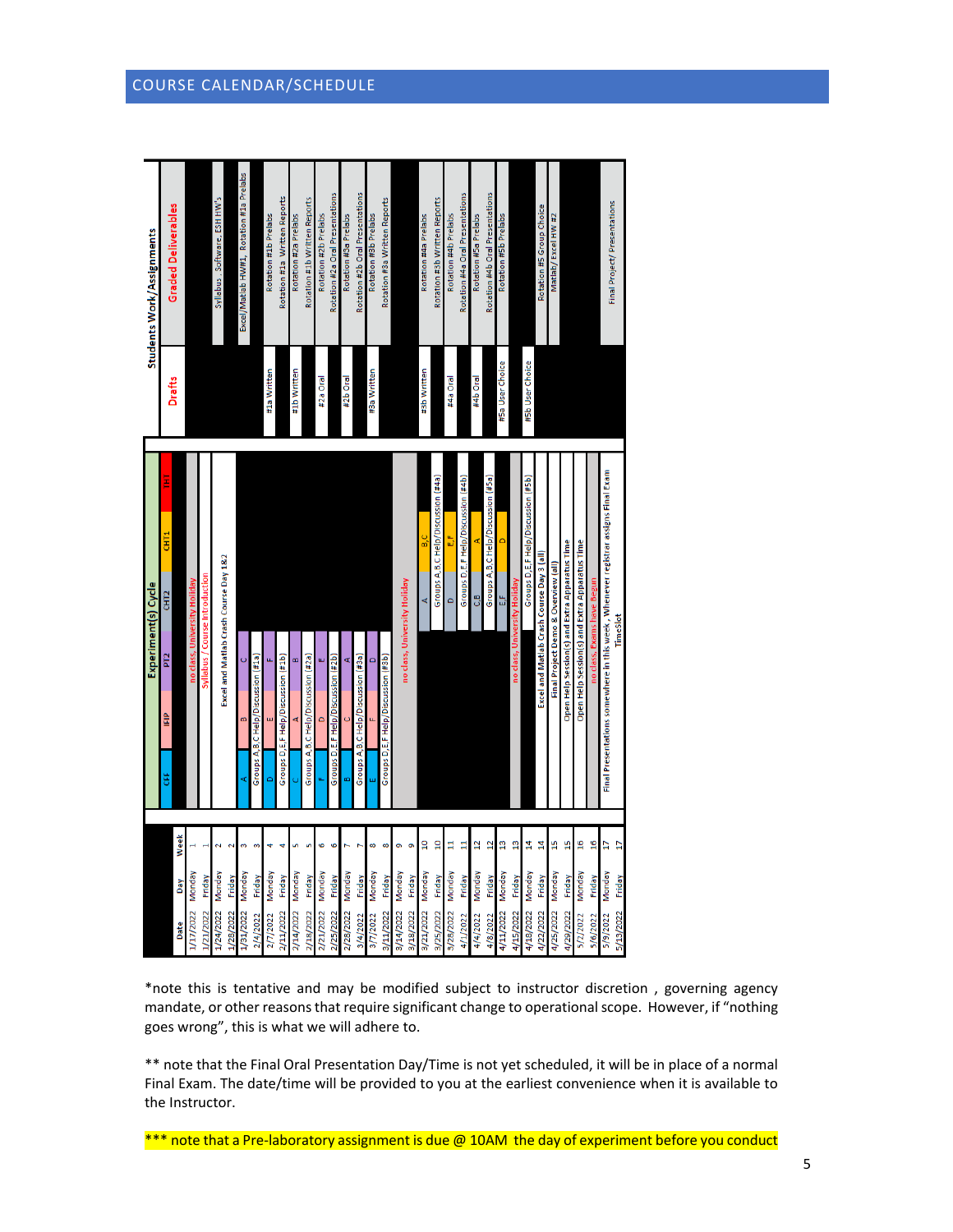# COURSE CALENDAR/SCHEDULE

| Date | Day | Week | Experiment(s) Cycle: CFF | IFIP | PT2 | CHT2 | CHT1 | THT | Students Work/Assignments: Drafts | Graded Deliverables |
|---|---|---|---|---|---|---|---|---|---|---|
| 1/17/2022 | Monday | 1 | no class, University Holiday | | | | | | | |
| 1/21/2022 | Friday | 1 | Syllabus / Course Introduction | | | | | | | |
| 1/24/2022 | Monday | 2 | Excel and Matlab Crash Course Day 1&2 | | | | | | | Syllabus , Software, ESH HW's |
| 1/28/2022 | Friday | 2 | Excel and Matlab Crash Course Day 1&2 | | | | | | | |
| 1/31/2022 | Monday | 3 | A | B | C | | | | | Excel/Matlab HW#1, Rotation #1a Prelabs |
| 2/4/2022 | Friday | 3 | Groups A,B,C Help/Discussion (#1a) | | | | | | | |
| 2/7/2022 | Monday | 4 | D | E | F | | | | #1a Written | Rotation #1b Prelabs |
| 2/11/2022 | Friday | 4 | Groups D,E,F Help/Discussion (#1b) | | | | | | | Rotation #1a Written Reports |
| 2/14/2022 | Monday | 5 | C | A | B | | | | #1b Written | Rotation #2a Prelabs |
| 2/18/2022 | Friday | 5 | Groups A,B,C Help/Discussion (#2a) | | | | | | | Rotation #1b Written Reports |
| 2/21/2022 | Monday | 6 | F | D | E | | | | #2a Oral | Rotation #2b Prelabs |
| 2/25/2022 | Friday | 6 | Groups D,E,F Help/Discussion (#2b) | | | | | | | Rotation #2a Oral Presentations |
| 2/28/2022 | Monday | 7 | B | C | A | | | | #2b Oral | Rotation #3a Prelabs |
| 3/4/2022 | Friday | 7 | Groups A,B,C Help/Discussion (#3a) | | | | | | | Rotation #2b Oral Presentations |
| 3/7/2022 | Monday | 8 | E | F | D | | | | #3a Written | Rotation #3b Prelabs |
| 3/11/2022 | Friday | 8 | Groups D,E,F Help/Discussion (#3b) | | | | | | | Rotation #3a Written Reports |
| 3/14/2022 | Monday | 9 | no class, University Holiday | | | | | | | |
| 3/18/2022 | Friday | 9 | no class, University Holiday | | | | | | | |
| 3/21/2022 | Monday | 10 | | | | A | B,C | | #3b Written | Rotation #4a Prelabs |
| 3/25/2022 | Friday | 10 | | | | Groups A,B,C Help/Discussion (#4a) | | | | Rotation #3b Written Reports |
| 3/28/2022 | Monday | 11 | | | | D | E,F | | #4a Oral | Rotation #4b Prelabs |
| 4/1/2022 | Friday | 11 | | | | Groups D,E,F Help/Discussion (#4b) | | | | Rotation #4a Oral Presentations |
| 4/4/2022 | Monday | 12 | | | | C,B | A | | #4b Oral | Rotation #5a Prelabs |
| 4/8/2022 | Friday | 12 | | | | Groups A,B,C Help/Discussion (#5a) | | | | Rotation #4b Oral Presentations |
| 4/11/2022 | Monday | 13 | | | | E,F | D | | #5a User Choice | Rotation #5b Prelabs |
| 4/15/2022 | Friday | 13 | | | no class, University Holiday | | | | | |
| 4/18/2022 | Monday | 14 | | | | Groups D,E,F Help/Discussion (#5b) | | | #5b User Choice | |
| 4/22/2022 | Friday | 14 | Excel and Matlab Crash Course Day 3 (all) | | | | | | | Rotation #5 Group Choice |
| 4/25/2022 | Monday | 15 | Final Project Demo & Overview (all) | | | | | | | Matlab/ Excel HW #2 |
| 4/29/2022 | Friday | 15 | Open Help Session(s) and Extra Apparatus Time | | | | | | | |
| 5/2/2022 | Monday | 16 | Open Help Session(s) and Extra Apparatus Time | | | | | | | |
| 5/6/2022 | Friday | 16 | no class, Exams have Begun | | | | | | | |
| 5/9/2022 | Monday | 17 | Final Presentations somewhere in this week , Whenever registrar assigns Final Exam TimeSlot | | | | | | | Final Project/ Presentations |
| 5/13/2022 | Friday | 17 | | | | | | | | |

*note this is tentative and may be modified subject to instructor discretion , governing agency mandate, or other reasons that require significant change to operational scope. However, if "nothing goes wrong", this is what we will adhere to.

** note that the Final Oral Presentation Day/Time is not yet scheduled, it will be in place of a normal Final Exam. The date/time will be provided to you at the earliest convenience when it is available to the Instructor.

*** note that a Pre-laboratory assignment is due @ 10AM the day of experiment before you conduct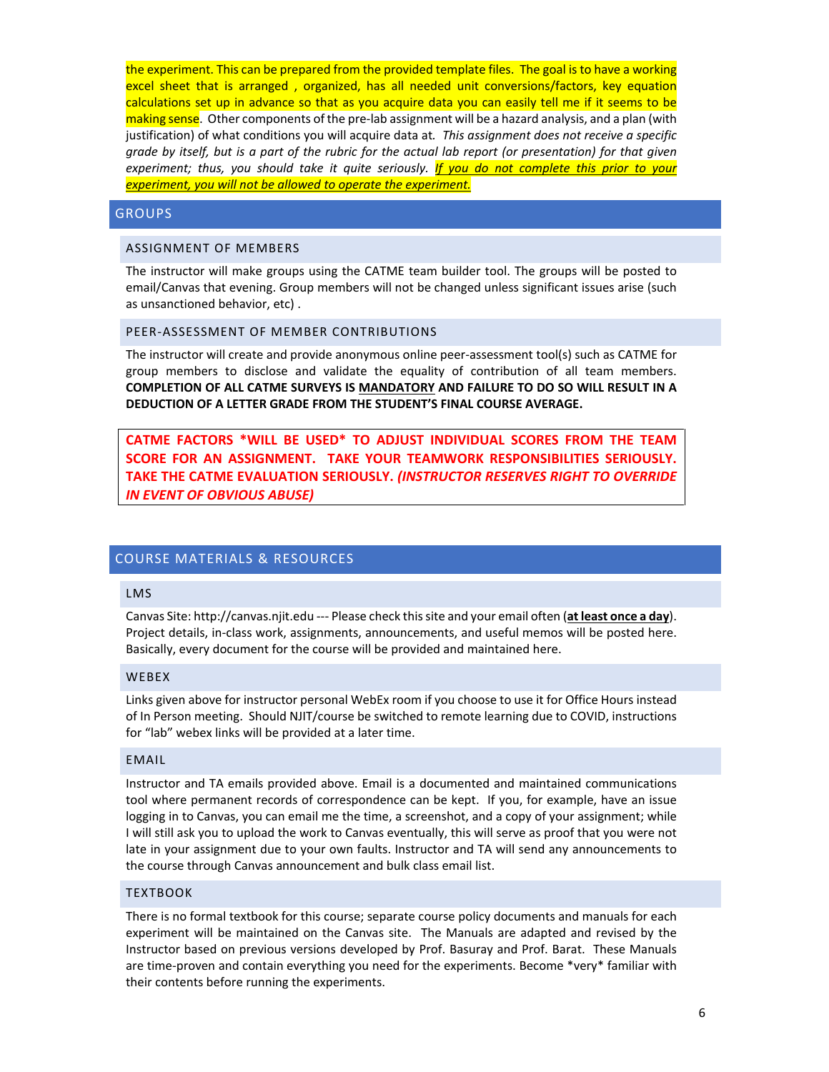the experiment. This can be prepared from the provided template files. The goal is to have a working excel sheet that is arranged , organized, has all needed unit conversions/factors, key equation calculations set up in advance so that as you acquire data you can easily tell me if it seems to be making sense. Other components of the pre-lab assignment will be a hazard analysis, and a plan (with justification) of what conditions you will acquire data at. *This assignment does not receive a specific grade by itself, but is a part of the rubric for the actual lab report (or presentation) for that given experiment; thus, you should take it quite seriously.* ***If you do not complete this prior to your experiment, you will not be allowed to operate the experiment.***

## GROUPS

### ASSIGNMENT OF MEMBERS

The instructor will make groups using the CATME team builder tool. The groups will be posted to email/Canvas that evening. Group members will not be changed unless significant issues arise (such as unsanctioned behavior, etc) .

### PEER-ASSESSMENT OF MEMBER CONTRIBUTIONS

The instructor will create and provide anonymous online peer-assessment tool(s) such as CATME for group members to disclose and validate the equality of contribution of all team members. **COMPLETION OF ALL CATME SURVEYS IS MANDATORY AND FAILURE TO DO SO WILL RESULT IN A DEDUCTION OF A LETTER GRADE FROM THE STUDENT'S FINAL COURSE AVERAGE.**

**CATME FACTORS \*WILL BE USED\* TO ADJUST INDIVIDUAL SCORES FROM THE TEAM SCORE FOR AN ASSIGNMENT. TAKE YOUR TEAMWORK RESPONSIBILITIES SERIOUSLY. TAKE THE CATME EVALUATION SERIOUSLY. *(INSTRUCTOR RESERVES RIGHT TO OVERRIDE IN EVENT OF OBVIOUS ABUSE)***

## COURSE MATERIALS & RESOURCES

### LMS

Canvas Site: http://canvas.njit.edu --- Please check this site and your email often (**at least once a day**). Project details, in-class work, assignments, announcements, and useful memos will be posted here. Basically, every document for the course will be provided and maintained here.

### WEBEX

Links given above for instructor personal WebEx room if you choose to use it for Office Hours instead of In Person meeting. Should NJIT/course be switched to remote learning due to COVID, instructions for "lab" webex links will be provided at a later time.

### EMAIL

Instructor and TA emails provided above. Email is a documented and maintained communications tool where permanent records of correspondence can be kept. If you, for example, have an issue logging in to Canvas, you can email me the time, a screenshot, and a copy of your assignment; while I will still ask you to upload the work to Canvas eventually, this will serve as proof that you were not late in your assignment due to your own faults. Instructor and TA will send any announcements to the course through Canvas announcement and bulk class email list.

### TEXTBOOK

There is no formal textbook for this course; separate course policy documents and manuals for each experiment will be maintained on the Canvas site. The Manuals are adapted and revised by the Instructor based on previous versions developed by Prof. Basuray and Prof. Barat. These Manuals are time-proven and contain everything you need for the experiments. Become \*very\* familiar with their contents before running the experiments.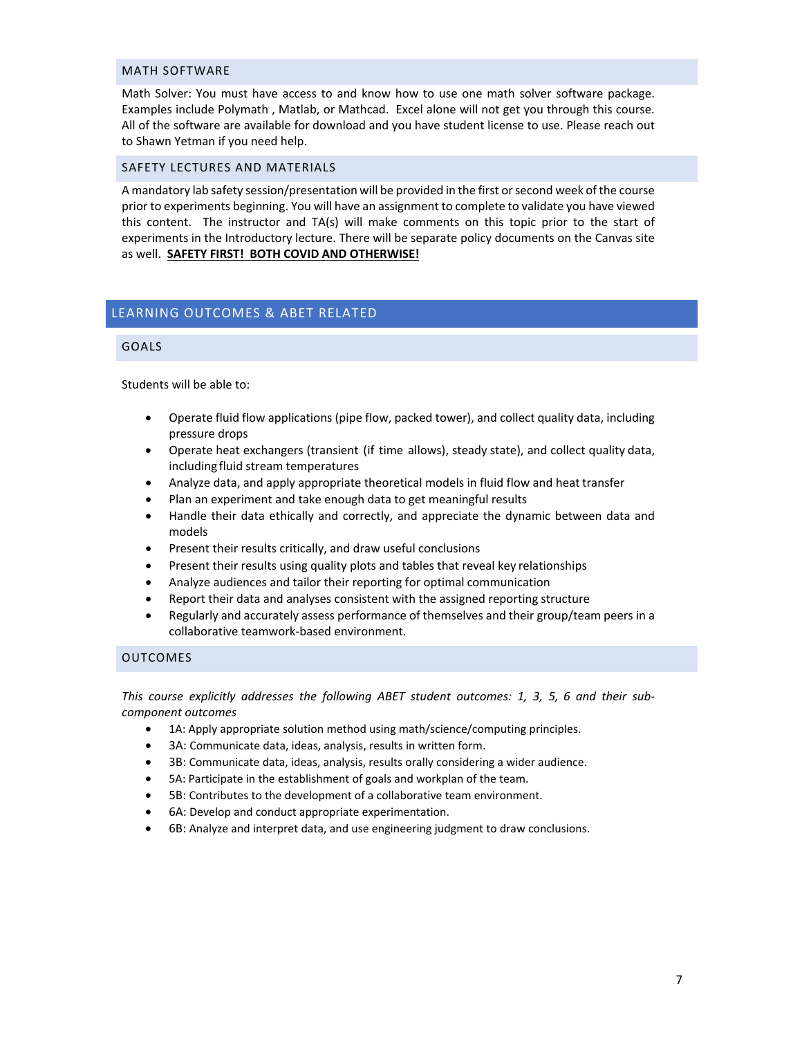### MATH SOFTWARE

Math Solver: You must have access to and know how to use one math solver software package. Examples include Polymath , Matlab, or Mathcad. Excel alone will not get you through this course. All of the software are available for download and you have student license to use. Please reach out to Shawn Yetman if you need help.

### SAFETY LECTURES AND MATERIALS

A mandatory lab safety session/presentation will be provided in the first or second week of the course prior to experiments beginning. You will have an assignment to complete to validate you have viewed this content. The instructor and TA(s) will make comments on this topic prior to the start of experiments in the Introductory lecture. There will be separate policy documents on the Canvas site as well. **SAFETY FIRST! BOTH COVID AND OTHERWISE!**

## LEARNING OUTCOMES & ABET RELATED

### GOALS

Students will be able to:

- Operate fluid flow applications (pipe flow, packed tower), and collect quality data, including pressure drops
- Operate heat exchangers (transient (if time allows), steady state), and collect quality data, including fluid stream temperatures
- Analyze data, and apply appropriate theoretical models in fluid flow and heat transfer
- Plan an experiment and take enough data to get meaningful results
- Handle their data ethically and correctly, and appreciate the dynamic between data and models
- Present their results critically, and draw useful conclusions
- Present their results using quality plots and tables that reveal key relationships
- Analyze audiences and tailor their reporting for optimal communication
- Report their data and analyses consistent with the assigned reporting structure
- Regularly and accurately assess performance of themselves and their group/team peers in a collaborative teamwork-based environment.

### OUTCOMES

*This course explicitly addresses the following ABET student outcomes: 1, 3, 5, 6 and their sub-component outcomes*

- 1A: Apply appropriate solution method using math/science/computing principles.
- 3A: Communicate data, ideas, analysis, results in written form.
- 3B: Communicate data, ideas, analysis, results orally considering a wider audience.
- 5A: Participate in the establishment of goals and workplan of the team.
- 5B: Contributes to the development of a collaborative team environment.
- 6A: Develop and conduct appropriate experimentation.
- 6B: Analyze and interpret data, and use engineering judgment to draw conclusions.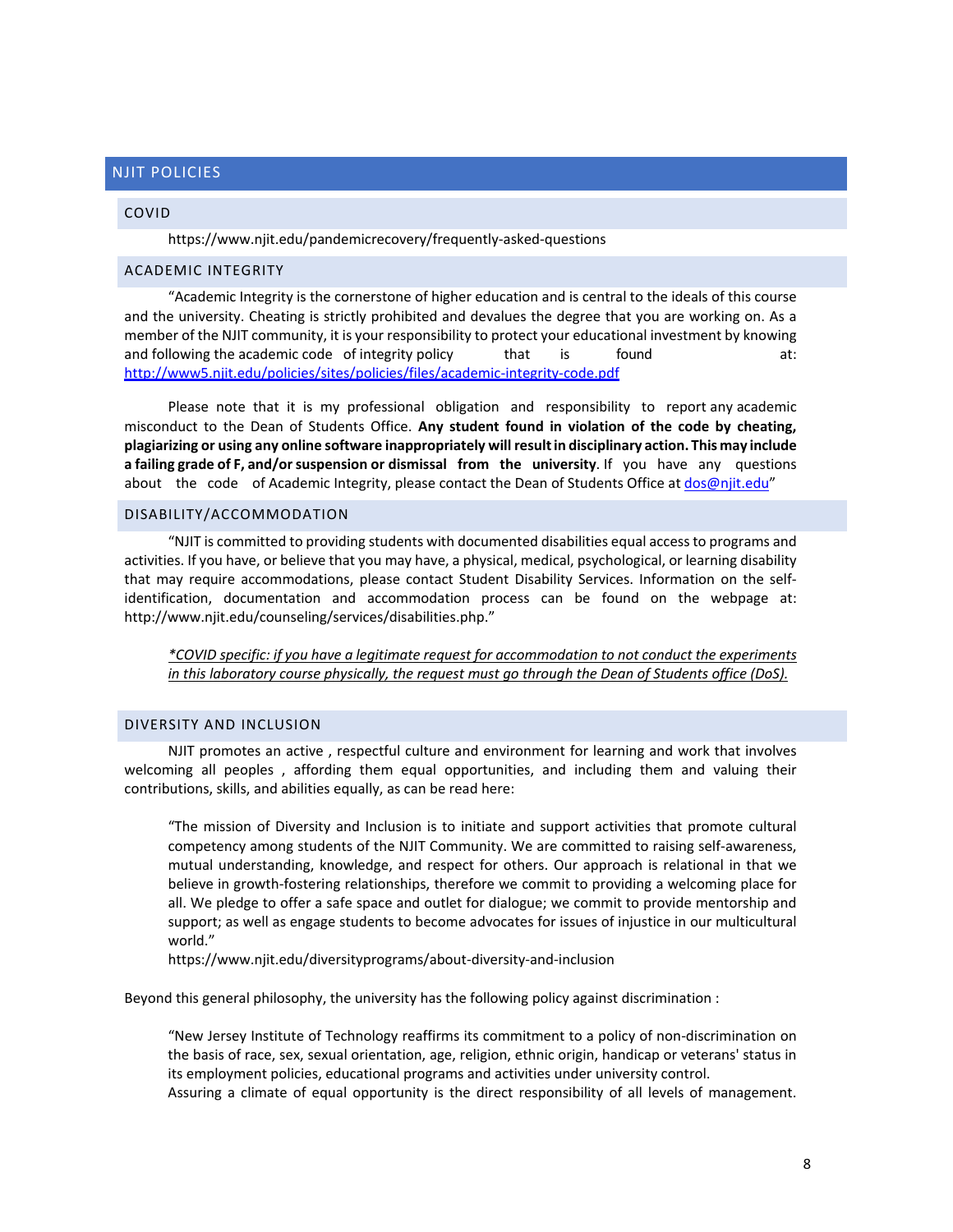## NJIT POLICIES

### COVID

https://www.njit.edu/pandemicrecovery/frequently-asked-questions

### ACADEMIC INTEGRITY

"Academic Integrity is the cornerstone of higher education and is central to the ideals of this course and the university. Cheating is strictly prohibited and devalues the degree that you are working on. As a member of the NJIT community, it is your responsibility to protect your educational investment by knowing and following the academic code of integrity policy that is found at: [http://www5.njit.edu/policies/sites/policies/files/academic-integrity-code.pdf](http://www5.njit.edu/policies/sites/policies/files/academic-integrity-code.pdf)

Please note that it is my professional obligation and responsibility to report any academic misconduct to the Dean of Students Office. **Any student found in violation of the code by cheating, plagiarizing or using any online software inappropriately will result in disciplinary action. This may include a failing grade of F, and/or suspension or dismissal from the university.** If you have any questions about the code of Academic Integrity, please contact the Dean of Students Office at [dos@njit.edu](mailto:dos@njit.edu)"

### DISABILITY/ACCOMMODATION

"NJIT is committed to providing students with documented disabilities equal access to programs and activities. If you have, or believe that you may have, a physical, medical, psychological, or learning disability that may require accommodations, please contact Student Disability Services. Information on the self-identification, documentation and accommodation process can be found on the webpage at: http://www.njit.edu/counseling/services/disabilities.php."

*<u>*COVID specific: if you have a legitimate request for accommodation to not conduct the experiments in this laboratory course physically, the request must go through the Dean of Students office (DoS).</u>*

### DIVERSITY AND INCLUSION

NJIT promotes an active , respectful culture and environment for learning and work that involves welcoming all peoples , affording them equal opportunities, and including them and valuing their contributions, skills, and abilities equally, as can be read here:

> "The mission of Diversity and Inclusion is to initiate and support activities that promote cultural competency among students of the NJIT Community. We are committed to raising self-awareness, mutual understanding, knowledge, and respect for others. Our approach is relational in that we believe in growth-fostering relationships, therefore we commit to providing a welcoming place for all. We pledge to offer a safe space and outlet for dialogue; we commit to provide mentorship and support; as well as engage students to become advocates for issues of injustice in our multicultural world."
> https://www.njit.edu/diversityprograms/about-diversity-and-inclusion

Beyond this general philosophy, the university has the following policy against discrimination :

> "New Jersey Institute of Technology reaffirms its commitment to a policy of non-discrimination on the basis of race, sex, sexual orientation, age, religion, ethnic origin, handicap or veterans' status in its employment policies, educational programs and activities under university control.
> Assuring a climate of equal opportunity is the direct responsibility of all levels of management.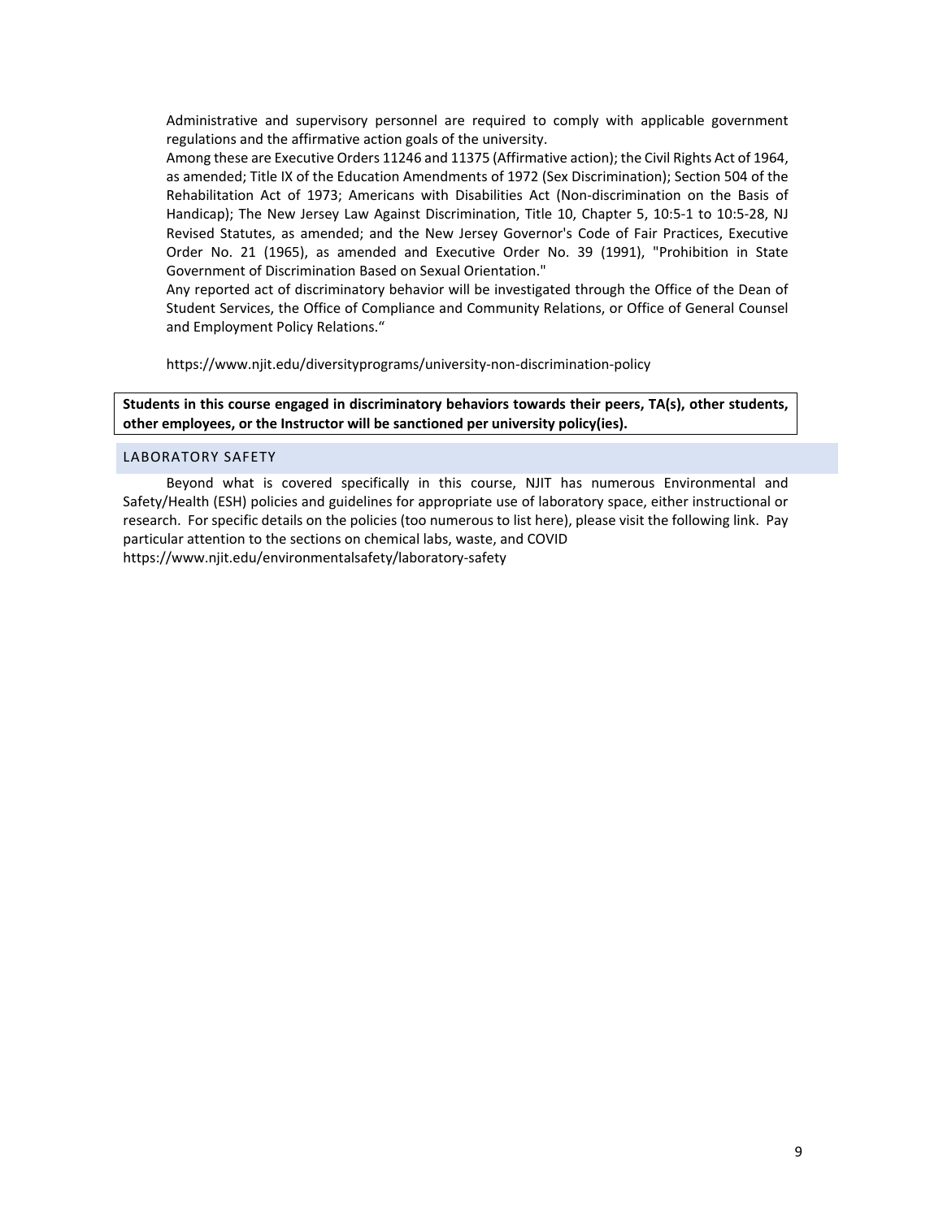Administrative and supervisory personnel are required to comply with applicable government regulations and the affirmative action goals of the university.

Among these are Executive Orders 11246 and 11375 (Affirmative action); the Civil Rights Act of 1964, as amended; Title IX of the Education Amendments of 1972 (Sex Discrimination); Section 504 of the Rehabilitation Act of 1973; Americans with Disabilities Act (Non-discrimination on the Basis of Handicap); The New Jersey Law Against Discrimination, Title 10, Chapter 5, 10:5-1 to 10:5-28, NJ Revised Statutes, as amended; and the New Jersey Governor's Code of Fair Practices, Executive Order No. 21 (1965), as amended and Executive Order No. 39 (1991), "Prohibition in State Government of Discrimination Based on Sexual Orientation."

Any reported act of discriminatory behavior will be investigated through the Office of the Dean of Student Services, the Office of Compliance and Community Relations, or Office of General Counsel and Employment Policy Relations."

https://www.njit.edu/diversityprograms/university-non-discrimination-policy

**Students in this course engaged in discriminatory behaviors towards their peers, TA(s), other students, other employees, or the Instructor will be sanctioned per university policy(ies).**

## LABORATORY SAFETY

Beyond what is covered specifically in this course, NJIT has numerous Environmental and Safety/Health (ESH) policies and guidelines for appropriate use of laboratory space, either instructional or research. For specific details on the policies (too numerous to list here), please visit the following link. Pay particular attention to the sections on chemical labs, waste, and COVID
https://www.njit.edu/environmentalsafety/laboratory-safety